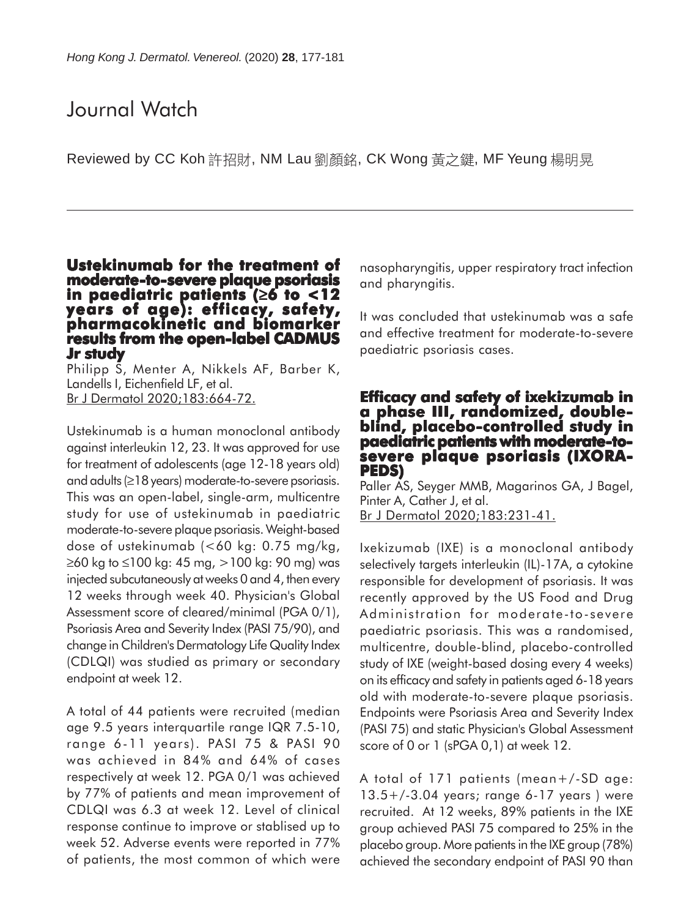# Journal Watch

Reviewed by CC Koh 許招財, NM Lau 劉顏銘, CK Wong 黃之鍵, MF Yeung 楊明晃

## Ustekinumab for the treatment of moderate-to-severe plaque psoriasis in paediatric patients (≥6 to <12 years of age): efficacy, safety, pharmacokinetic and biomarker results from the open-label CADMUS Jr study

Philipp S, Menter A, Nikkels AF, Barber K, Landells I, Eichenfield LF, et al.
Br J Dermatol 2020;183:664-72.

Ustekinumab is a human monoclonal antibody against interleukin 12, 23. It was approved for use for treatment of adolescents (age 12-18 years old) and adults (≥18 years) moderate-to-severe psoriasis. This was an open-label, single-arm, multicentre study for use of ustekinumab in paediatric moderate-to-severe plaque psoriasis. Weight-based dose of ustekinumab (<60 kg: 0.75 mg/kg, ≥60 kg to ≤100 kg: 45 mg, >100 kg: 90 mg) was injected subcutaneously at weeks 0 and 4, then every 12 weeks through week 40. Physician's Global Assessment score of cleared/minimal (PGA 0/1), Psoriasis Area and Severity Index (PASI 75/90), and change in Children's Dermatology Life Quality Index (CDLQI) was studied as primary or secondary endpoint at week 12.

A total of 44 patients were recruited (median age 9.5 years interquartile range IQR 7.5-10, range 6-11 years). PASI 75 & PASI 90 was achieved in 84% and 64% of cases respectively at week 12. PGA 0/1 was achieved by 77% of patients and mean improvement of CDLQI was 6.3 at week 12. Level of clinical response continue to improve or stablised up to week 52. Adverse events were reported in 77% of patients, the most common of which were nasopharyngitis, upper respiratory tract infection and pharyngitis.

It was concluded that ustekinumab was a safe and effective treatment for moderate-to-severe paediatric psoriasis cases.

## Efficacy and safety of ixekizumab in a phase III, randomized, double-blind, placebo-controlled study in paediatric patients with moderate-to-severe plaque psoriasis (IXORA-PEDS)

Paller AS, Seyger MMB, Magarinos GA, J Bagel, Pinter A, Cather J, et al.
Br J Dermatol 2020;183:231-41.

Ixekizumab (IXE) is a monoclonal antibody selectively targets interleukin (IL)-17A, a cytokine responsible for development of psoriasis. It was recently approved by the US Food and Drug Administration for moderate-to-severe paediatric psoriasis. This was a randomised, multicentre, double-blind, placebo-controlled study of IXE (weight-based dosing every 4 weeks) on its efficacy and safety in patients aged 6-18 years old with moderate-to-severe plaque psoriasis. Endpoints were Psoriasis Area and Severity Index (PASI 75) and static Physician's Global Assessment score of 0 or 1 (sPGA 0,1) at week 12.

A total of 171 patients (mean+/-SD age: 13.5+/-3.04 years; range 6-17 years ) were recruited. At 12 weeks, 89% patients in the IXE group achieved PASI 75 compared to 25% in the placebo group. More patients in the IXE group (78%) achieved the secondary endpoint of PASI 90 than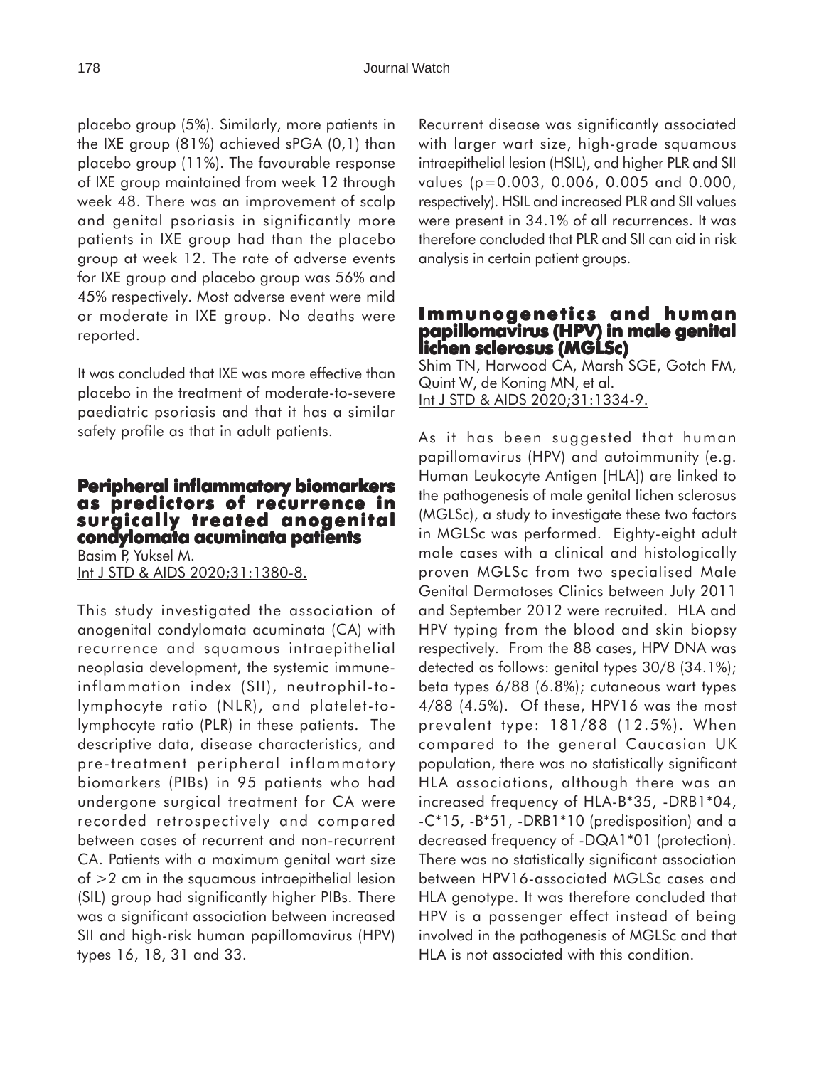placebo group (5%). Similarly, more patients in the IXE group (81%) achieved sPGA (0,1) than placebo group (11%). The favourable response of IXE group maintained from week 12 through week 48. There was an improvement of scalp and genital psoriasis in significantly more patients in IXE group had than the placebo group at week 12. The rate of adverse events for IXE group and placebo group was 56% and 45% respectively. Most adverse event were mild or moderate in IXE group. No deaths were reported.

It was concluded that IXE was more effective than placebo in the treatment of moderate-to-severe paediatric psoriasis and that it has a similar safety profile as that in adult patients.

## Peripheral inflammatory biomarkers as predictors of recurrence in surgically treated anogenital condylomata acuminata patients

Basim P, Yuksel M.
Int J STD & AIDS 2020;31:1380-8.

This study investigated the association of anogenital condylomata acuminata (CA) with recurrence and squamous intraepithelial neoplasia development, the systemic immune-inflammation index (SII), neutrophil-to-lymphocyte ratio (NLR), and platelet-to-lymphocyte ratio (PLR) in these patients. The descriptive data, disease characteristics, and pre-treatment peripheral inflammatory biomarkers (PIBs) in 95 patients who had undergone surgical treatment for CA were recorded retrospectively and compared between cases of recurrent and non-recurrent CA. Patients with a maximum genital wart size of >2 cm in the squamous intraepithelial lesion (SIL) group had significantly higher PIBs. There was a significant association between increased SII and high-risk human papillomavirus (HPV) types 16, 18, 31 and 33.

Recurrent disease was significantly associated with larger wart size, high-grade squamous intraepithelial lesion (HSIL), and higher PLR and SII values (p=0.003, 0.006, 0.005 and 0.000, respectively). HSIL and increased PLR and SII values were present in 34.1% of all recurrences. It was therefore concluded that PLR and SII can aid in risk analysis in certain patient groups.

## Immunogenetics and human papillomavirus (HPV) in male genital lichen sclerosus (MGLSc)

Shim TN, Harwood CA, Marsh SGE, Gotch FM, Quint W, de Koning MN, et al.
Int J STD & AIDS 2020;31:1334-9.

As it has been suggested that human papillomavirus (HPV) and autoimmunity (e.g. Human Leukocyte Antigen [HLA]) are linked to the pathogenesis of male genital lichen sclerosus (MGLSc), a study to investigate these two factors in MGLSc was performed. Eighty-eight adult male cases with a clinical and histologically proven MGLSc from two specialised Male Genital Dermatoses Clinics between July 2011 and September 2012 were recruited. HLA and HPV typing from the blood and skin biopsy respectively. From the 88 cases, HPV DNA was detected as follows: genital types 30/8 (34.1%); beta types 6/88 (6.8%); cutaneous wart types 4/88 (4.5%). Of these, HPV16 was the most prevalent type: 181/88 (12.5%). When compared to the general Caucasian UK population, there was no statistically significant HLA associations, although there was an increased frequency of HLA-B*35, -DRB1*04, -C*15, -B*51, -DRB1*10 (predisposition) and a decreased frequency of -DQA1*01 (protection). There was no statistically significant association between HPV16-associated MGLSc cases and HLA genotype. It was therefore concluded that HPV is a passenger effect instead of being involved in the pathogenesis of MGLSc and that HLA is not associated with this condition.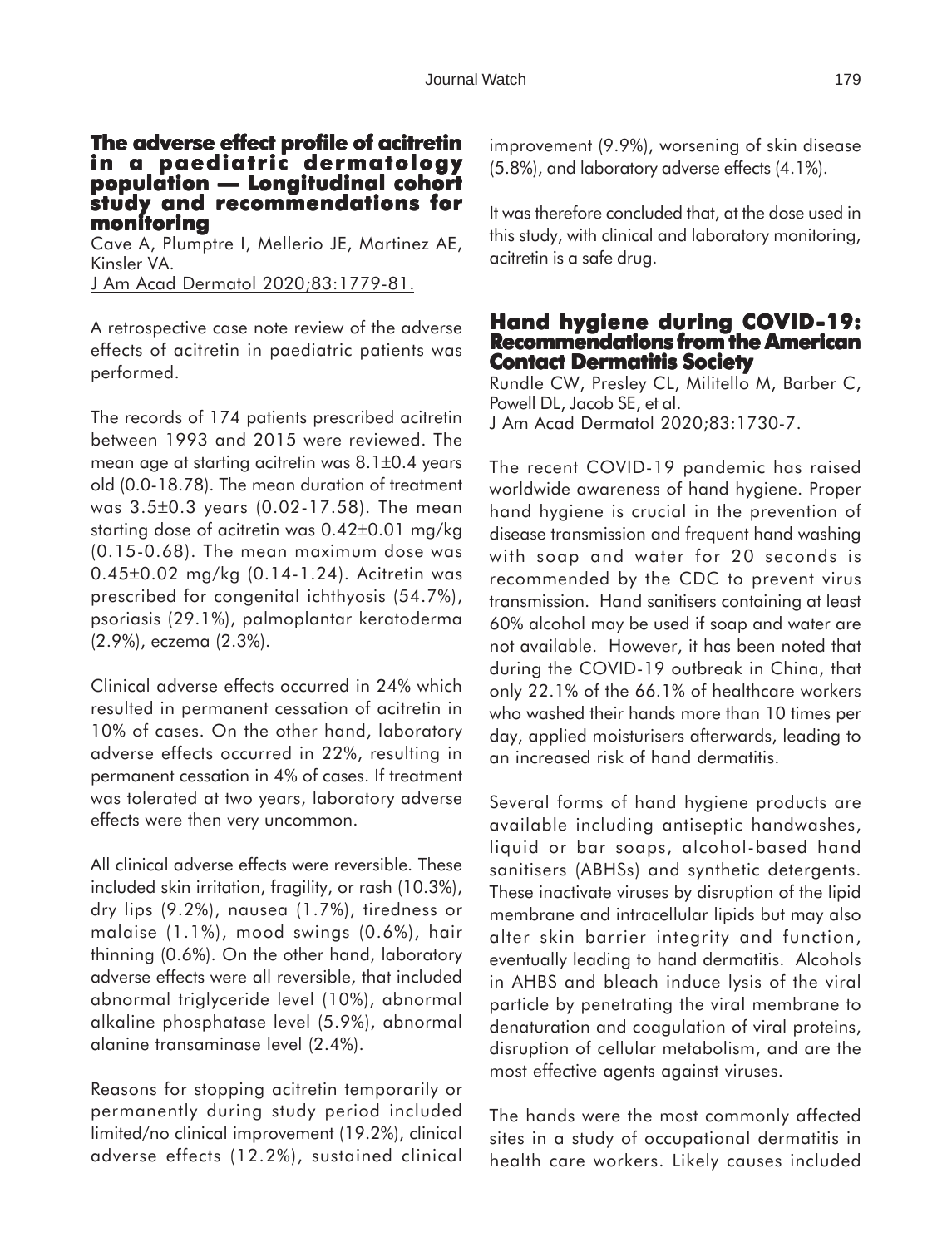## The adverse effect profile of acitretin in a paediatric dermatology population — Longitudinal cohort study and recommendations for monitoring

Cave A, Plumptre I, Mellerio JE, Martinez AE, Kinsler VA.
J Am Acad Dermatol 2020;83:1779-81.

A retrospective case note review of the adverse effects of acitretin in paediatric patients was performed.

The records of 174 patients prescribed acitretin between 1993 and 2015 were reviewed. The mean age at starting acitretin was 8.1±0.4 years old (0.0-18.78). The mean duration of treatment was 3.5±0.3 years (0.02-17.58). The mean starting dose of acitretin was 0.42±0.01 mg/kg (0.15-0.68). The mean maximum dose was 0.45±0.02 mg/kg (0.14-1.24). Acitretin was prescribed for congenital ichthyosis (54.7%), psoriasis (29.1%), palmoplantar keratoderma (2.9%), eczema (2.3%).

Clinical adverse effects occurred in 24% which resulted in permanent cessation of acitretin in 10% of cases. On the other hand, laboratory adverse effects occurred in 22%, resulting in permanent cessation in 4% of cases. If treatment was tolerated at two years, laboratory adverse effects were then very uncommon.

All clinical adverse effects were reversible. These included skin irritation, fragility, or rash (10.3%), dry lips (9.2%), nausea (1.7%), tiredness or malaise (1.1%), mood swings (0.6%), hair thinning (0.6%). On the other hand, laboratory adverse effects were all reversible, that included abnormal triglyceride level (10%), abnormal alkaline phosphatase level (5.9%), abnormal alanine transaminase level (2.4%).

Reasons for stopping acitretin temporarily or permanently during study period included limited/no clinical improvement (19.2%), clinical adverse effects (12.2%), sustained clinical improvement (9.9%), worsening of skin disease (5.8%), and laboratory adverse effects (4.1%).

It was therefore concluded that, at the dose used in this study, with clinical and laboratory monitoring, acitretin is a safe drug.

## Hand hygiene during COVID-19: Recommendations from the American Contact Dermatitis Society

Rundle CW, Presley CL, Militello M, Barber C, Powell DL, Jacob SE, et al.
J Am Acad Dermatol 2020;83:1730-7.

The recent COVID-19 pandemic has raised worldwide awareness of hand hygiene. Proper hand hygiene is crucial in the prevention of disease transmission and frequent hand washing with soap and water for 20 seconds is recommended by the CDC to prevent virus transmission. Hand sanitisers containing at least 60% alcohol may be used if soap and water are not available. However, it has been noted that during the COVID-19 outbreak in China, that only 22.1% of the 66.1% of healthcare workers who washed their hands more than 10 times per day, applied moisturisers afterwards, leading to an increased risk of hand dermatitis.

Several forms of hand hygiene products are available including antiseptic handwashes, liquid or bar soaps, alcohol-based hand sanitisers (ABHSs) and synthetic detergents. These inactivate viruses by disruption of the lipid membrane and intracellular lipids but may also alter skin barrier integrity and function, eventually leading to hand dermatitis. Alcohols in AHBS and bleach induce lysis of the viral particle by penetrating the viral membrane to denaturation and coagulation of viral proteins, disruption of cellular metabolism, and are the most effective agents against viruses.

The hands were the most commonly affected sites in a study of occupational dermatitis in health care workers. Likely causes included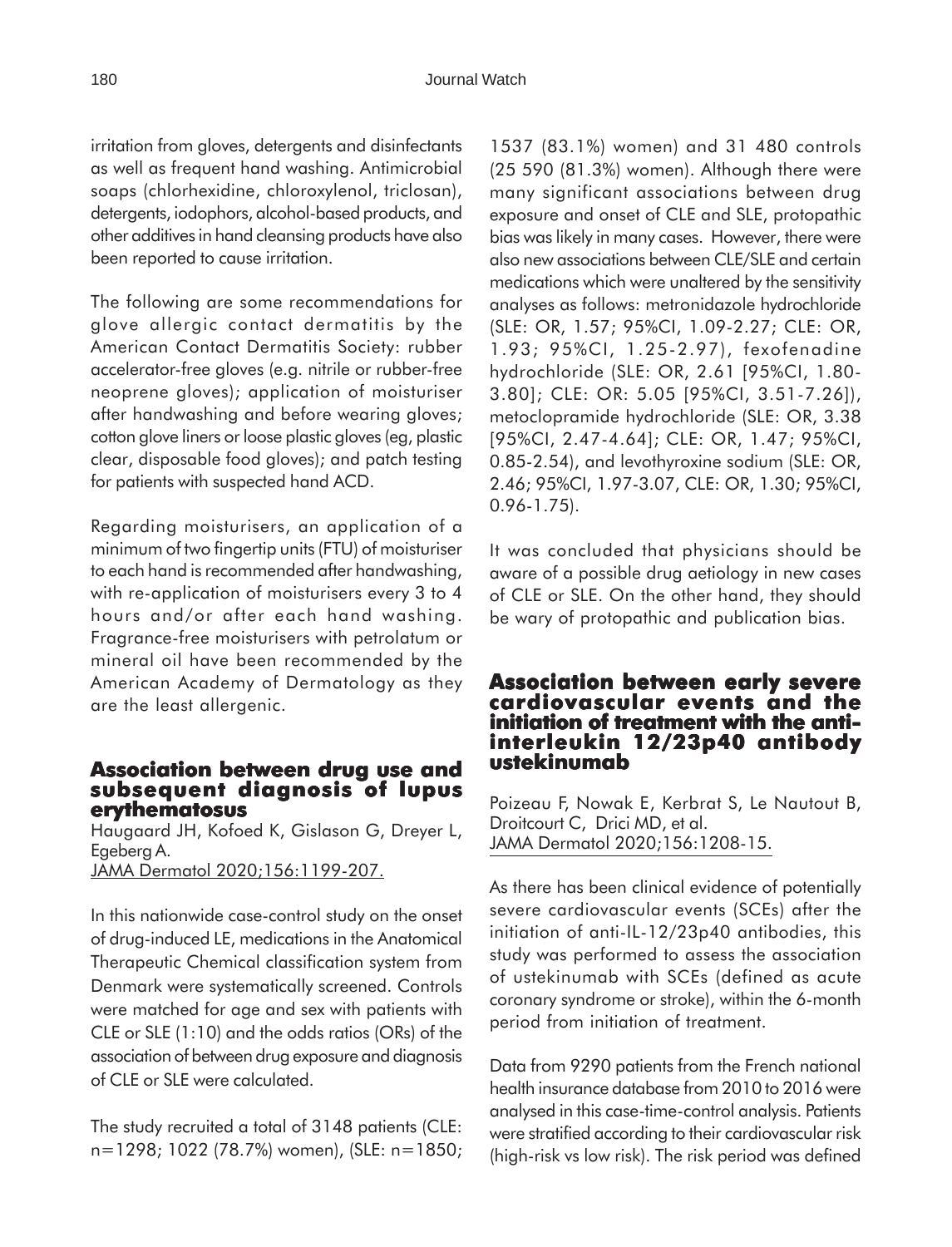irritation from gloves, detergents and disinfectants as well as frequent hand washing. Antimicrobial soaps (chlorhexidine, chloroxylenol, triclosan), detergents, iodophors, alcohol-based products, and other additives in hand cleansing products have also been reported to cause irritation.

The following are some recommendations for glove allergic contact dermatitis by the American Contact Dermatitis Society: rubber accelerator-free gloves (e.g. nitrile or rubber-free neoprene gloves); application of moisturiser after handwashing and before wearing gloves; cotton glove liners or loose plastic gloves (eg, plastic clear, disposable food gloves); and patch testing for patients with suspected hand ACD.

Regarding moisturisers, an application of a minimum of two fingertip units (FTU) of moisturiser to each hand is recommended after handwashing, with re-application of moisturisers every 3 to 4 hours and/or after each hand washing. Fragrance-free moisturisers with petrolatum or mineral oil have been recommended by the American Academy of Dermatology as they are the least allergenic.

## Association between drug use and subsequent diagnosis of lupus erythematosus

Haugaard JH, Kofoed K, Gislason G, Dreyer L, Egeberg A.
JAMA Dermatol 2020;156:1199-207.

In this nationwide case-control study on the onset of drug-induced LE, medications in the Anatomical Therapeutic Chemical classification system from Denmark were systematically screened. Controls were matched for age and sex with patients with CLE or SLE (1:10) and the odds ratios (ORs) of the association of between drug exposure and diagnosis of CLE or SLE were calculated.

The study recruited a total of 3148 patients (CLE: n=1298; 1022 (78.7%) women), (SLE: n=1850; 1537 (83.1%) women) and 31 480 controls (25 590 (81.3%) women). Although there were many significant associations between drug exposure and onset of CLE and SLE, protopathic bias was likely in many cases. However, there were also new associations between CLE/SLE and certain medications which were unaltered by the sensitivity analyses as follows: metronidazole hydrochloride (SLE: OR, 1.57; 95%CI, 1.09-2.27; CLE: OR, 1.93; 95%CI, 1.25-2.97), fexofenadine hydrochloride (SLE: OR, 2.61 [95%CI, 1.80-3.80]; CLE: OR: 5.05 [95%CI, 3.51-7.26]), metoclopramide hydrochloride (SLE: OR, 3.38 [95%CI, 2.47-4.64]; CLE: OR, 1.47; 95%CI, 0.85-2.54), and levothyroxine sodium (SLE: OR, 2.46; 95%CI, 1.97-3.07, CLE: OR, 1.30; 95%CI, 0.96-1.75).

It was concluded that physicians should be aware of a possible drug aetiology in new cases of CLE or SLE. On the other hand, they should be wary of protopathic and publication bias.

## Association between early severe cardiovascular events and the initiation of treatment with the anti-interleukin 12/23p40 antibody ustekinumab

Poizeau F, Nowak E, Kerbrat S, Le Nautout B, Droitcourt C, Drici MD, et al.
JAMA Dermatol 2020;156:1208-15.

As there has been clinical evidence of potentially severe cardiovascular events (SCEs) after the initiation of anti-IL-12/23p40 antibodies, this study was performed to assess the association of ustekinumab with SCEs (defined as acute coronary syndrome or stroke), within the 6-month period from initiation of treatment.

Data from 9290 patients from the French national health insurance database from 2010 to 2016 were analysed in this case-time-control analysis. Patients were stratified according to their cardiovascular risk (high-risk vs low risk). The risk period was defined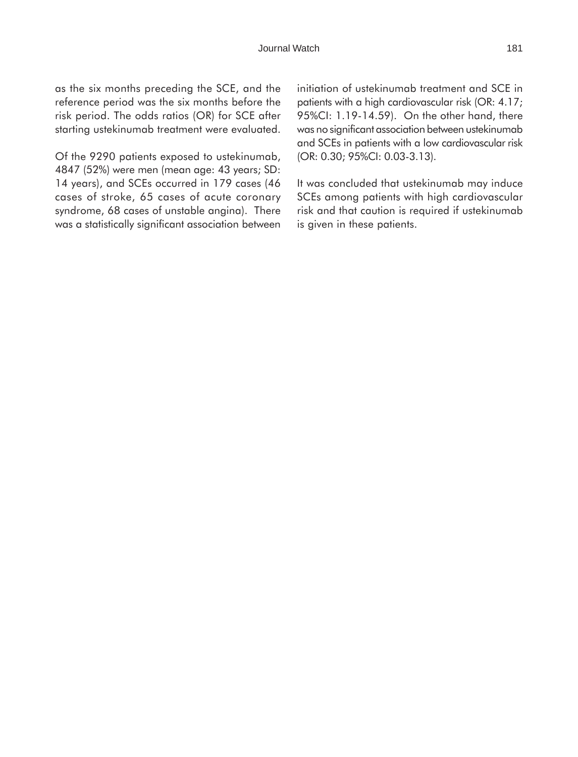as the six months preceding the SCE, and the reference period was the six months before the risk period. The odds ratios (OR) for SCE after starting ustekinumab treatment were evaluated.

Of the 9290 patients exposed to ustekinumab, 4847 (52%) were men (mean age: 43 years; SD: 14 years), and SCEs occurred in 179 cases (46 cases of stroke, 65 cases of acute coronary syndrome, 68 cases of unstable angina). There was a statistically significant association between initiation of ustekinumab treatment and SCE in patients with a high cardiovascular risk (OR: 4.17; 95%CI: 1.19-14.59). On the other hand, there was no significant association between ustekinumab and SCEs in patients with a low cardiovascular risk (OR: 0.30; 95%CI: 0.03-3.13).

It was concluded that ustekinumab may induce SCEs among patients with high cardiovascular risk and that caution is required if ustekinumab is given in these patients.